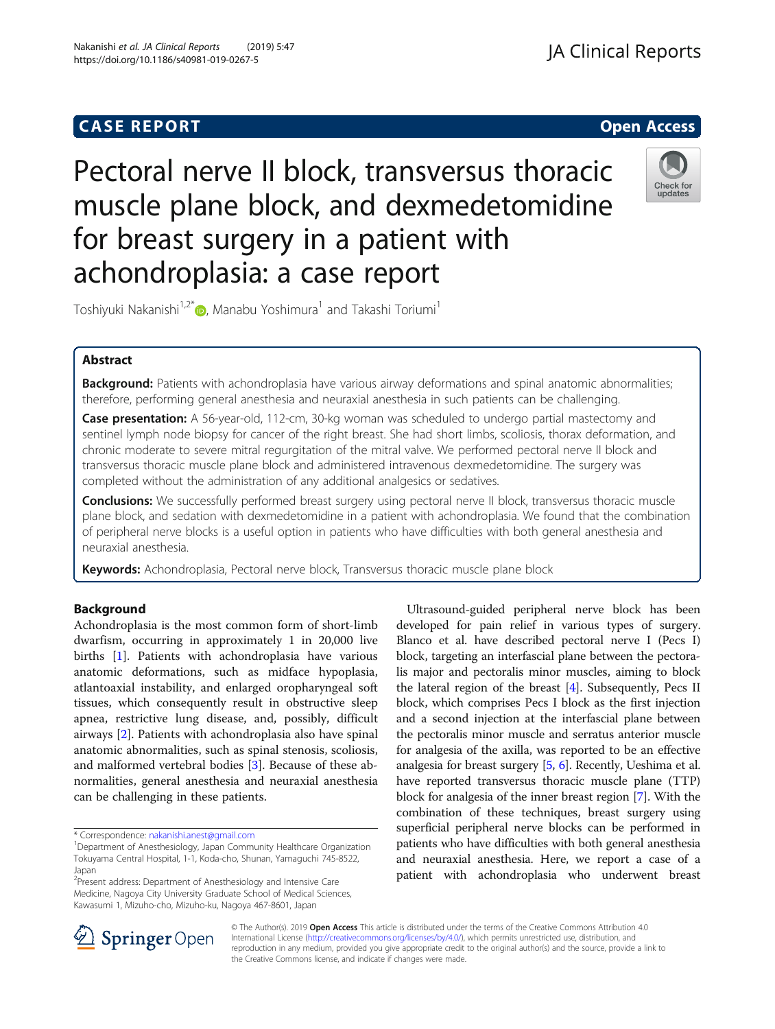## CASE REPORT

**Open Access**

# Pectoral nerve II block, transversus thoracic muscle plane block, and dexmedetomidine for breast surgery in a patient with achondroplasia: a case report

Toshiyuki Nakanishi[1,2*], Manabu Yoshimura[1] and Takashi Toriumi[1]

## Abstract

**Background:** Patients with achondroplasia have various airway deformations and spinal anatomic abnormalities; therefore, performing general anesthesia and neuraxial anesthesia in such patients can be challenging.

**Case presentation:** A 56-year-old, 112-cm, 30-kg woman was scheduled to undergo partial mastectomy and sentinel lymph node biopsy for cancer of the right breast. She had short limbs, scoliosis, thorax deformation, and chronic moderate to severe mitral regurgitation of the mitral valve. We performed pectoral nerve II block and transversus thoracic muscle plane block and administered intravenous dexmedetomidine. The surgery was completed without the administration of any additional analgesics or sedatives.

**Conclusions:** We successfully performed breast surgery using pectoral nerve II block, transversus thoracic muscle plane block, and sedation with dexmedetomidine in a patient with achondroplasia. We found that the combination of peripheral nerve blocks is a useful option in patients who have difficulties with both general anesthesia and neuraxial anesthesia.

**Keywords:** Achondroplasia, Pectoral nerve block, Transversus thoracic muscle plane block

## Background

Achondroplasia is the most common form of short-limb dwarfism, occurring in approximately 1 in 20,000 live births [1]. Patients with achondroplasia have various anatomic deformations, such as midface hypoplasia, atlantoaxial instability, and enlarged oropharyngeal soft tissues, which consequently result in obstructive sleep apnea, restrictive lung disease, and, possibly, difficult airways [2]. Patients with achondroplasia also have spinal anatomic abnormalities, such as spinal stenosis, scoliosis, and malformed vertebral bodies [3]. Because of these abnormalities, general anesthesia and neuraxial anesthesia can be challenging in these patients.

Ultrasound-guided peripheral nerve block has been developed for pain relief in various types of surgery. Blanco et al. have described pectoral nerve I (Pecs I) block, targeting an interfascial plane between the pectoralis major and pectoralis minor muscles, aiming to block the lateral region of the breast [4]. Subsequently, Pecs II block, which comprises Pecs I block as the first injection and a second injection at the interfascial plane between the pectoralis minor muscle and serratus anterior muscle for analgesia of the axilla, was reported to be an effective analgesia for breast surgery [5, 6]. Recently, Ueshima et al. have reported transversus thoracic muscle plane (TTP) block for analgesia of the inner breast region [7]. With the combination of these techniques, breast surgery using superficial peripheral nerve blocks can be performed in patients who have difficulties with both general anesthesia and neuraxial anesthesia. Here, we report a case of a patient with achondroplasia who underwent breast

\* Correspondence: nakanishi.anest@gmail.com
[1]Department of Anesthesiology, Japan Community Healthcare Organization Tokuyama Central Hospital, 1-1, Koda-cho, Shunan, Yamaguchi 745-8522, Japan
[2]Present address: Department of Anesthesiology and Intensive Care Medicine, Nagoya City University Graduate School of Medical Sciences, Kawasumi 1, Mizuho-cho, Mizuho-ku, Nagoya 467-8601, Japan

© The Author(s). 2019 **Open Access** This article is distributed under the terms of the Creative Commons Attribution 4.0 International License (http://creativecommons.org/licenses/by/4.0/), which permits unrestricted use, distribution, and reproduction in any medium, provided you give appropriate credit to the original author(s) and the source, provide a link to the Creative Commons license, and indicate if changes were made.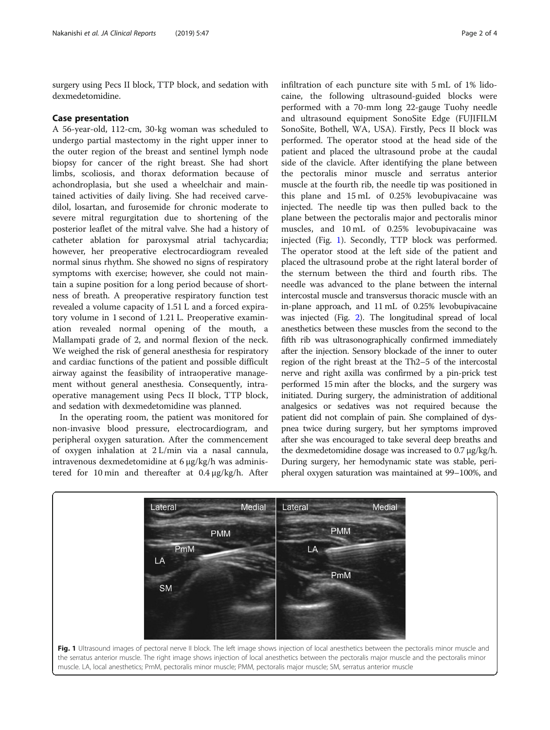surgery using Pecs II block, TTP block, and sedation with dexmedetomidine.

## Case presentation

A 56-year-old, 112-cm, 30-kg woman was scheduled to undergo partial mastectomy in the right upper inner to the outer region of the breast and sentinel lymph node biopsy for cancer of the right breast. She had short limbs, scoliosis, and thorax deformation because of achondroplasia, but she used a wheelchair and maintained activities of daily living. She had received carvedilol, losartan, and furosemide for chronic moderate to severe mitral regurgitation due to shortening of the posterior leaflet of the mitral valve. She had a history of catheter ablation for paroxysmal atrial tachycardia; however, her preoperative electrocardiogram revealed normal sinus rhythm. She showed no signs of respiratory symptoms with exercise; however, she could not maintain a supine position for a long period because of shortness of breath. A preoperative respiratory function test revealed a volume capacity of 1.51 L and a forced expiratory volume in 1 second of 1.21 L. Preoperative examination revealed normal opening of the mouth, a Mallampati grade of 2, and normal flexion of the neck. We weighed the risk of general anesthesia for respiratory and cardiac functions of the patient and possible difficult airway against the feasibility of intraoperative management without general anesthesia. Consequently, intraoperative management using Pecs II block, TTP block, and sedation with dexmedetomidine was planned.

In the operating room, the patient was monitored for non-invasive blood pressure, electrocardiogram, and peripheral oxygen saturation. After the commencement of oxygen inhalation at 2 L/min via a nasal cannula, intravenous dexmedetomidine at 6 μg/kg/h was administered for 10 min and thereafter at 0.4 μg/kg/h. After infiltration of each puncture site with 5 mL of 1% lidocaine, the following ultrasound-guided blocks were performed with a 70-mm long 22-gauge Tuohy needle and ultrasound equipment SonoSite Edge (FUJIFILM SonoSite, Bothell, WA, USA). Firstly, Pecs II block was performed. The operator stood at the head side of the patient and placed the ultrasound probe at the caudal side of the clavicle. After identifying the plane between the pectoralis minor muscle and serratus anterior muscle at the fourth rib, the needle tip was positioned in this plane and 15 mL of 0.25% levobupivacaine was injected. The needle tip was then pulled back to the plane between the pectoralis major and pectoralis minor muscles, and 10 mL of 0.25% levobupivacaine was injected (Fig. 1). Secondly, TTP block was performed. The operator stood at the left side of the patient and placed the ultrasound probe at the right lateral border of the sternum between the third and fourth ribs. The needle was advanced to the plane between the internal intercostal muscle and transversus thoracic muscle with an in-plane approach, and 11 mL of 0.25% levobupivacaine was injected (Fig. 2). The longitudinal spread of local anesthetics between these muscles from the second to the fifth rib was ultrasonographically confirmed immediately after the injection. Sensory blockade of the inner to outer region of the right breast at the Th2–5 of the intercostal nerve and right axilla was confirmed by a pin-prick test performed 15 min after the blocks, and the surgery was initiated. During surgery, the administration of additional analgesics or sedatives was not required because the patient did not complain of pain. She complained of dyspnea twice during surgery, but her symptoms improved after she was encouraged to take several deep breaths and the dexmedetomidine dosage was increased to 0.7 μg/kg/h. During surgery, her hemodynamic state was stable, peripheral oxygen saturation was maintained at 99–100%, and

**Fig. 1** Ultrasound images of pectoral nerve II block. The left image shows injection of local anesthetics between the pectoralis minor muscle and the serratus anterior muscle. The right image shows injection of local anesthetics between the pectoralis major muscle and the pectoralis minor muscle. LA, local anesthetics; PmM, pectoralis minor muscle; PMM, pectoralis major muscle; SM, serratus anterior muscle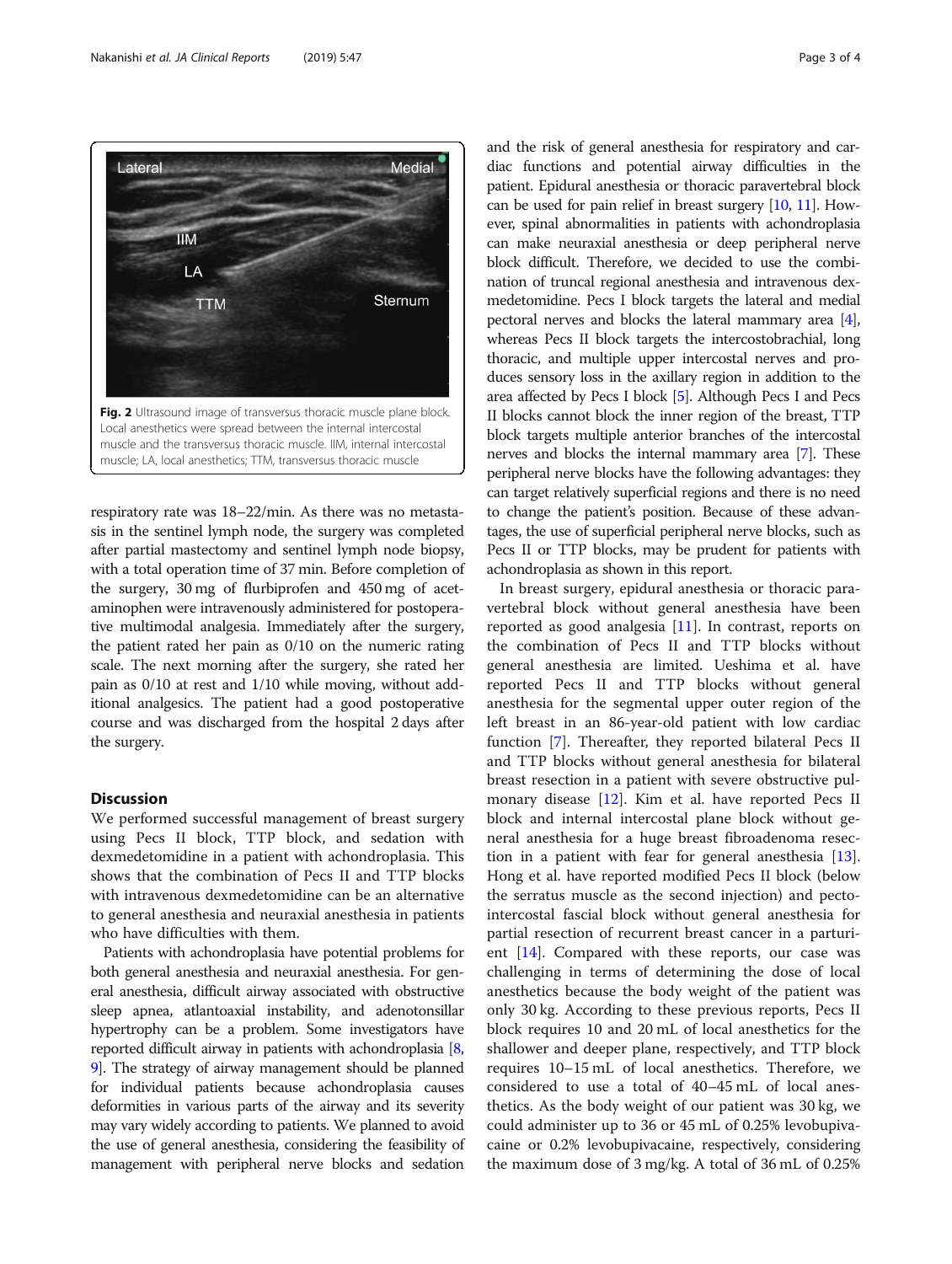Fig. 2 Ultrasound image of transversus thoracic muscle plane block. Local anesthetics were spread between the internal intercostal muscle and the transversus thoracic muscle. IIM, internal intercostal muscle; LA, local anesthetics; TTM, transversus thoracic muscle

respiratory rate was 18–22/min. As there was no metastasis in the sentinel lymph node, the surgery was completed after partial mastectomy and sentinel lymph node biopsy, with a total operation time of 37 min. Before completion of the surgery, 30 mg of flurbiprofen and 450 mg of acetaminophen were intravenously administered for postoperative multimodal analgesia. Immediately after the surgery, the patient rated her pain as 0/10 on the numeric rating scale. The next morning after the surgery, she rated her pain as 0/10 at rest and 1/10 while moving, without additional analgesics. The patient had a good postoperative course and was discharged from the hospital 2 days after the surgery.

## Discussion

We performed successful management of breast surgery using Pecs II block, TTP block, and sedation with dexmedetomidine in a patient with achondroplasia. This shows that the combination of Pecs II and TTP blocks with intravenous dexmedetomidine can be an alternative to general anesthesia and neuraxial anesthesia in patients who have difficulties with them.

Patients with achondroplasia have potential problems for both general anesthesia and neuraxial anesthesia. For general anesthesia, difficult airway associated with obstructive sleep apnea, atlantoaxial instability, and adenotonsillar hypertrophy can be a problem. Some investigators have reported difficult airway in patients with achondroplasia [8, 9]. The strategy of airway management should be planned for individual patients because achondroplasia causes deformities in various parts of the airway and its severity may vary widely according to patients. We planned to avoid the use of general anesthesia, considering the feasibility of management with peripheral nerve blocks and sedation and the risk of general anesthesia for respiratory and cardiac functions and potential airway difficulties in the patient. Epidural anesthesia or thoracic paravertebral block can be used for pain relief in breast surgery [10, 11]. However, spinal abnormalities in patients with achondroplasia can make neuraxial anesthesia or deep peripheral nerve block difficult. Therefore, we decided to use the combination of truncal regional anesthesia and intravenous dexmedetomidine. Pecs I block targets the lateral and medial pectoral nerves and blocks the lateral mammary area [4], whereas Pecs II block targets the intercostobrachial, long thoracic, and multiple upper intercostal nerves and produces sensory loss in the axillary region in addition to the area affected by Pecs I block [5]. Although Pecs I and Pecs II blocks cannot block the inner region of the breast, TTP block targets multiple anterior branches of the intercostal nerves and blocks the internal mammary area [7]. These peripheral nerve blocks have the following advantages: they can target relatively superficial regions and there is no need to change the patient's position. Because of these advantages, the use of superficial peripheral nerve blocks, such as Pecs II or TTP blocks, may be prudent for patients with achondroplasia as shown in this report.

In breast surgery, epidural anesthesia or thoracic paravertebral block without general anesthesia have been reported as good analgesia [11]. In contrast, reports on the combination of Pecs II and TTP blocks without general anesthesia are limited. Ueshima et al. have reported Pecs II and TTP blocks without general anesthesia for the segmental upper outer region of the left breast in an 86-year-old patient with low cardiac function [7]. Thereafter, they reported bilateral Pecs II and TTP blocks without general anesthesia for bilateral breast resection in a patient with severe obstructive pulmonary disease [12]. Kim et al. have reported Pecs II block and internal intercostal plane block without general anesthesia for a huge breast fibroadenoma resection in a patient with fear for general anesthesia [13]. Hong et al. have reported modified Pecs II block (below the serratus muscle as the second injection) and pecto-intercostal fascial block without general anesthesia for partial resection of recurrent breast cancer in a parturient [14]. Compared with these reports, our case was challenging in terms of determining the dose of local anesthetics because the body weight of the patient was only 30 kg. According to these previous reports, Pecs II block requires 10 and 20 mL of local anesthetics for the shallower and deeper plane, respectively, and TTP block requires 10–15 mL of local anesthetics. Therefore, we considered to use a total of 40–45 mL of local anesthetics. As the body weight of our patient was 30 kg, we could administer up to 36 or 45 mL of 0.25% levobupivacaine or 0.2% levobupivacaine, respectively, considering the maximum dose of 3 mg/kg. A total of 36 mL of 0.25%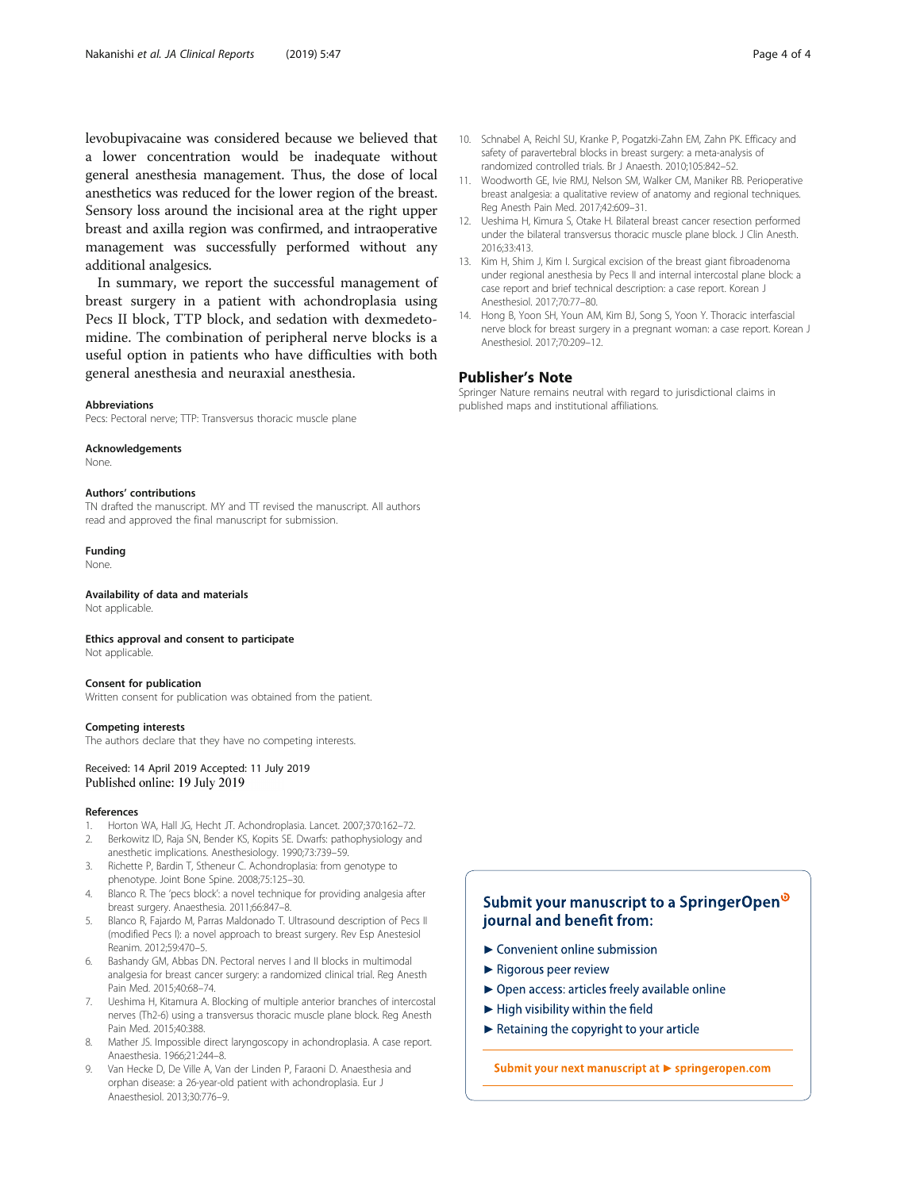levobupivacaine was considered because we believed that a lower concentration would be inadequate without general anesthesia management. Thus, the dose of local anesthetics was reduced for the lower region of the breast. Sensory loss around the incisional area at the right upper breast and axilla region was confirmed, and intraoperative management was successfully performed without any additional analgesics.

In summary, we report the successful management of breast surgery in a patient with achondroplasia using Pecs II block, TTP block, and sedation with dexmedetomidine. The combination of peripheral nerve blocks is a useful option in patients who have difficulties with both general anesthesia and neuraxial anesthesia.

### Abbreviations

Pecs: Pectoral nerve; TTP: Transversus thoracic muscle plane

### Acknowledgements

None.

### Authors' contributions

TN drafted the manuscript. MY and TT revised the manuscript. All authors read and approved the final manuscript for submission.

### Funding

None.

### Availability of data and materials

Not applicable.

### Ethics approval and consent to participate

Not applicable.

### Consent for publication

Written consent for publication was obtained from the patient.

### Competing interests

The authors declare that they have no competing interests.

Received: 14 April 2019 Accepted: 11 July 2019
Published online: 19 July 2019

### References

1. Horton WA, Hall JG, Hecht JT. Achondroplasia. Lancet. 2007;370:162–72.
2. Berkowitz ID, Raja SN, Bender KS, Kopits SE. Dwarfs: pathophysiology and anesthetic implications. Anesthesiology. 1990;73:739–59.
3. Richette P, Bardin T, Stheneur C. Achondroplasia: from genotype to phenotype. Joint Bone Spine. 2008;75:125–30.
4. Blanco R. The 'pecs block': a novel technique for providing analgesia after breast surgery. Anaesthesia. 2011;66:847–8.
5. Blanco R, Fajardo M, Parras Maldonado T. Ultrasound description of Pecs II (modified Pecs I): a novel approach to breast surgery. Rev Esp Anestesiol Reanim. 2012;59:470–5.
6. Bashandy GM, Abbas DN. Pectoral nerves I and II blocks in multimodal analgesia for breast cancer surgery: a randomized clinical trial. Reg Anesth Pain Med. 2015;40:68–74.
7. Ueshima H, Kitamura A. Blocking of multiple anterior branches of intercostal nerves (Th2-6) using a transversus thoracic muscle plane block. Reg Anesth Pain Med. 2015;40:388.
8. Mather JS. Impossible direct laryngoscopy in achondroplasia. A case report. Anaesthesia. 1966;21:244–8.
9. Van Hecke D, De Ville A, Van der Linden P, Faraoni D. Anaesthesia and orphan disease: a 26-year-old patient with achondroplasia. Eur J Anaesthesiol. 2013;30:776–9.
10. Schnabel A, Reichl SU, Kranke P, Pogatzki-Zahn EM, Zahn PK. Efficacy and safety of paravertebral blocks in breast surgery: a meta-analysis of randomized controlled trials. Br J Anaesth. 2010;105:842–52.
11. Woodworth GE, Ivie RMJ, Nelson SM, Walker CM, Maniker RB. Perioperative breast analgesia: a qualitative review of anatomy and regional techniques. Reg Anesth Pain Med. 2017;42:609–31.
12. Ueshima H, Kimura S, Otake H. Bilateral breast cancer resection performed under the bilateral transversus thoracic muscle plane block. J Clin Anesth. 2016;33:413.
13. Kim H, Shim J, Kim I. Surgical excision of the breast giant fibroadenoma under regional anesthesia by Pecs II and internal intercostal plane block: a case report and brief technical description: a case report. Korean J Anesthesiol. 2017;70:77–80.
14. Hong B, Yoon SH, Youn AM, Kim BJ, Song S, Yoon Y. Thoracic interfascial nerve block for breast surgery in a pregnant woman: a case report. Korean J Anesthesiol. 2017;70:209–12.

## Publisher's Note

Springer Nature remains neutral with regard to jurisdictional claims in published maps and institutional affiliations.